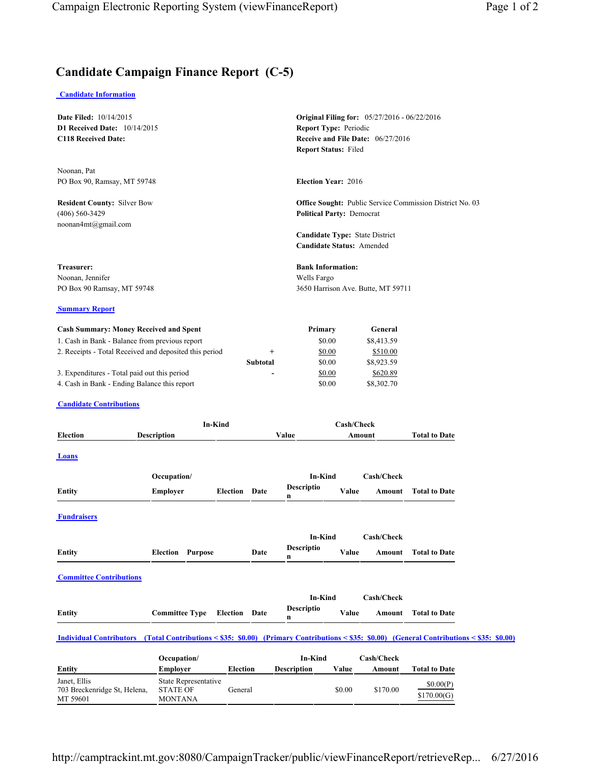# Candidate Campaign Finance Report (C-5)

**Candidate Information**

**Date Filed:** 10/14/2015
**D1 Received Date:** 10/14/2015
**C118 Received Date:**

**Original Filing for:** 05/27/2016 - 06/22/2016
**Report Type:** Periodic
**Receive and File Date:** 06/27/2016
**Report Status:** Filed

Noonan, Pat
PO Box 90, Ramsay, MT 59748

**Election Year:** 2016

**Resident County:** Silver Bow
(406) 560-3429
noonan4mt@gmail.com

**Office Sought:** Public Service Commission District No. 03
**Political Party:** Democrat

**Candidate Type:** State District
**Candidate Status:** Amended

**Treasurer:**
Noonan, Jennifer
PO Box 90 Ramsay, MT 59748

**Bank Information:**
Wells Fargo
3650 Harrison Ave. Butte, MT 59711

**Summary Report**

| Cash Summary: Money Received and Spent | | Primary | General |
|---|---|---|---|
| 1. Cash in Bank - Balance from previous report | | $0.00 | $8,413.59 |
| 2. Receipts - Total Received and deposited this period | + | $0.00 | $510.00 |
| | Subtotal | $0.00 | $8,923.59 |
| 3. Expenditures - Total paid out this period | - | $0.00 | $620.89 |
| 4. Cash in Bank - Ending Balance this report | | $0.00 | $8,302.70 |

**Candidate Contributions**

| Election | In-Kind Description | In-Kind Value | Cash/Check Amount | Total to Date |
|---|---|---|---|---|

**Loans**

| Entity | Occupation/ Employer | Election | Date | In-Kind Description | In-Kind Value | Cash/Check Amount | Total to Date |
|---|---|---|---|---|---|---|---|

**Fundraisers**

| Entity | Election | Purpose | Date | In-Kind Description | In-Kind Value | Cash/Check Amount | Total to Date |
|---|---|---|---|---|---|---|---|

**Committee Contributions**

| Entity | Committee Type | Election | Date | In-Kind Description | In-Kind Value | Cash/Check Amount | Total to Date |
|---|---|---|---|---|---|---|---|

**Individual Contributors (Total Contributions < $35: $0.00) (Primary Contributions < $35: $0.00) (General Contributions < $35: $0.00)**

| Entity | Occupation/ Employer | Election | In-Kind Description | In-Kind Value | Cash/Check Amount | Total to Date |
|---|---|---|---|---|---|---|
| Janet, Ellis 703 Breckenridge St, Helena, MT 59601 | State Representative STATE OF MONTANA | General | | $0.00 | $170.00 | $0.00(P) $170.00(G) |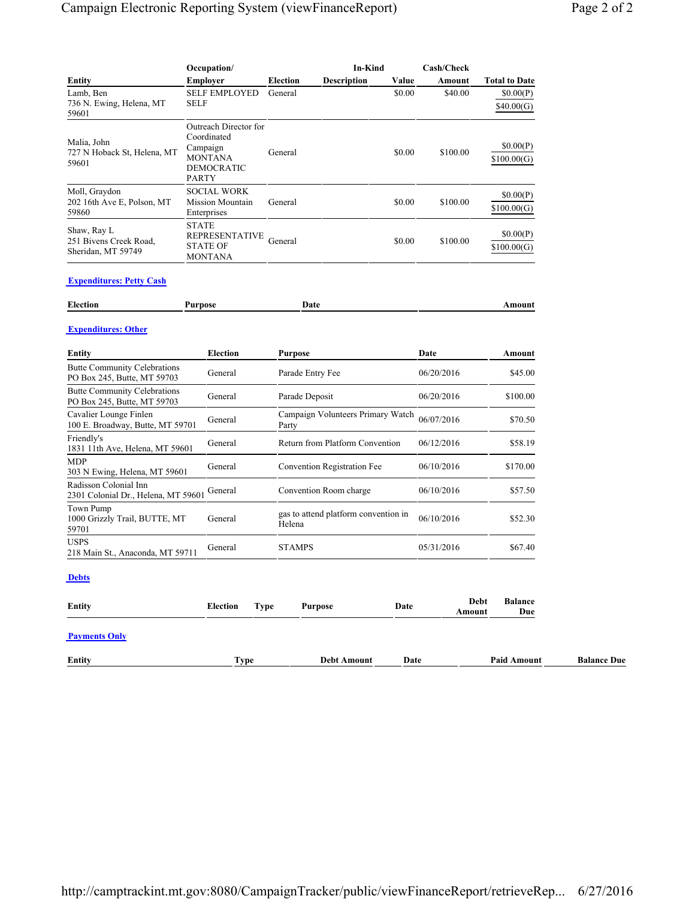| Entity | Occupation/ Employer | Election | In-Kind Description | Value | Cash/Check Amount | Total to Date |
|---|---|---|---|---|---|---|
| Lamb, Ben 736 N. Ewing, Helena, MT 59601 | SELF EMPLOYED SELF | General | | $0.00 | $40.00 | $0.00(P) $40.00(G) |
| Malia, John 727 N Hoback St, Helena, MT 59601 | Outreach Director for Coordinated Campaign MONTANA DEMOCRATIC PARTY | General | | $0.00 | $100.00 | $0.00(P) $100.00(G) |
| Moll, Graydon 202 16th Ave E, Polson, MT 59860 | SOCIAL WORK Mission Mountain Enterprises | General | | $0.00 | $100.00 | $0.00(P) $100.00(G) |
| Shaw, Ray L 251 Bivens Creek Road, Sheridan, MT 59749 | STATE REPRESENTATIVE STATE OF MONTANA | General | | $0.00 | $100.00 | $0.00(P) $100.00(G) |

**Expenditures: Petty Cash**

| Election | Purpose | Date | Amount |
|---|---|---|---|

**Expenditures: Other**

| Entity | Election | Purpose | Date | Amount |
|---|---|---|---|---|
| Butte Community Celebrations PO Box 245, Butte, MT 59703 | General | Parade Entry Fee | 06/20/2016 | $45.00 |
| Butte Community Celebrations PO Box 245, Butte, MT 59703 | General | Parade Deposit | 06/20/2016 | $100.00 |
| Cavalier Lounge Finlen 100 E. Broadway, Butte, MT 59701 | General | Campaign Volunteers Primary Watch Party | 06/07/2016 | $70.50 |
| Friendly's 1831 11th Ave, Helena, MT 59601 | General | Return from Platform Convention | 06/12/2016 | $58.19 |
| MDP 303 N Ewing, Helena, MT 59601 | General | Convention Registration Fee | 06/10/2016 | $170.00 |
| Radisson Colonial Inn 2301 Colonial Dr., Helena, MT 59601 | General | Convention Room charge | 06/10/2016 | $57.50 |
| Town Pump 1000 Grizzly Trail, BUTTE, MT 59701 | General | gas to attend platform convention in Helena | 06/10/2016 | $52.30 |
| USPS 218 Main St., Anaconda, MT 59711 | General | STAMPS | 05/31/2016 | $67.40 |

**Debts**

| Entity | Election | Type | Purpose | Date | Debt Amount | Balance Due |
|---|---|---|---|---|---|---|

**Payments Only**

| Entity | Type | Debt Amount | Date | Paid Amount | Balance Due |
|---|---|---|---|---|---|